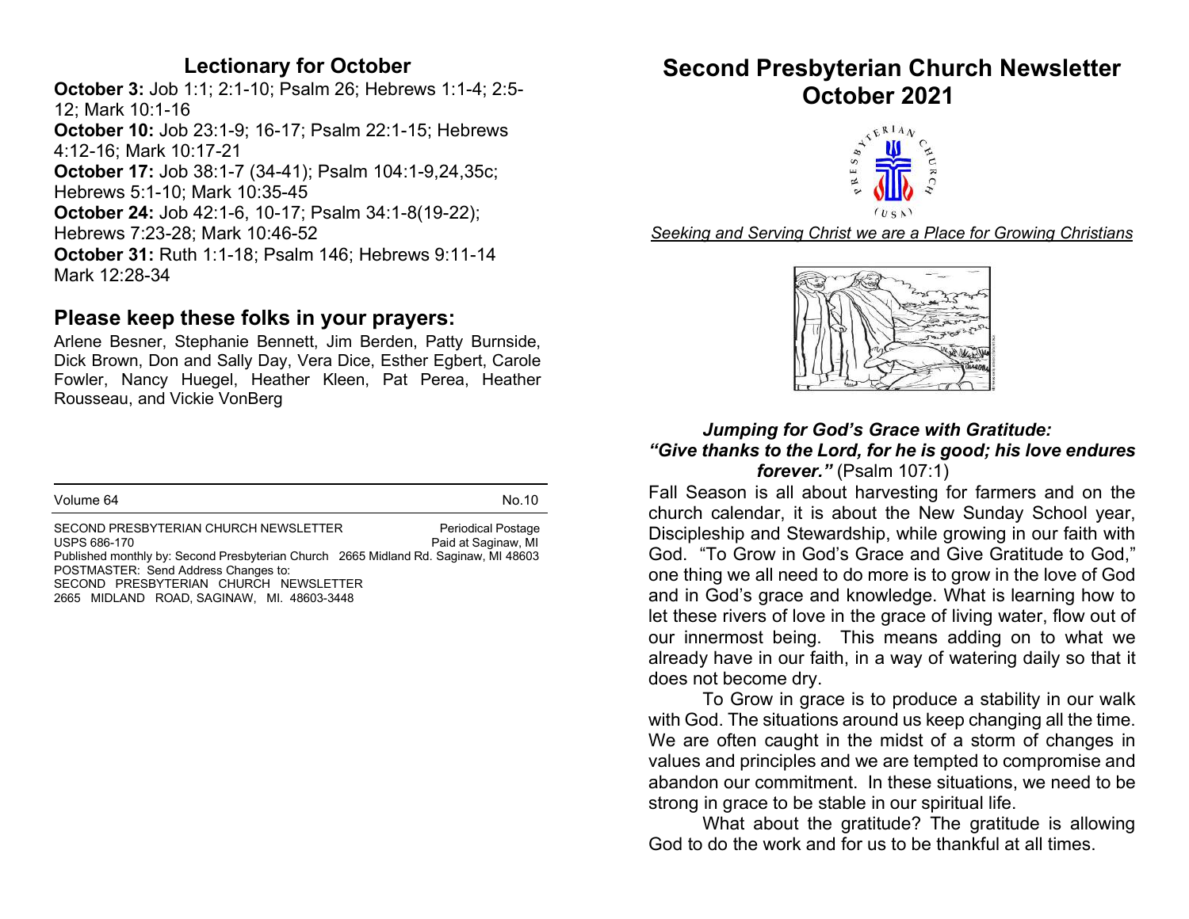## Lectionary for October

**October 3:** Job 1:1; 2:1-10; Psalm 26; Hebrews 1:1-4; 2:5-12; Mark 10:1-16
**October 10:** Job 23:1-9; 16-17; Psalm 22:1-15; Hebrews 4:12-16; Mark 10:17-21
**October 17:** Job 38:1-7 (34-41); Psalm 104:1-9,24,35c; Hebrews 5:1-10; Mark 10:35-45
**October 24:** Job 42:1-6, 10-17; Psalm 34:1-8(19-22); Hebrews 7:23-28; Mark 10:46-52
**October 31:** Ruth 1:1-18; Psalm 146; Hebrews 9:11-14 Mark 12:28-34

## Please keep these folks in your prayers:

Arlene Besner, Stephanie Bennett, Jim Berden, Patty Burnside, Dick Brown, Don and Sally Day, Vera Dice, Esther Egbert, Carole Fowler, Nancy Huegel, Heather Kleen, Pat Perea, Heather Rousseau, and Vickie VonBerg

---

Volume 64 No.10

SECOND PRESBYTERIAN CHURCH NEWSLETTER Periodical Postage
USPS 686-170 Paid at Saginaw, MI
Published monthly by: Second Presbyterian Church 2665 Midland Rd. Saginaw, MI 48603
POSTMASTER: Send Address Changes to:
SECOND PRESBYTERIAN CHURCH NEWSLETTER
2665 MIDLAND ROAD, SAGINAW, MI. 48603-3448

# Second Presbyterian Church Newsletter October 2021

*Seeking and Serving Christ we are a Place for Growing Christians*

### *Jumping for God's Grace with Gratitude:*
***"Give thanks to the Lord, for he is good; his love endures forever."*** (Psalm 107:1)

Fall Season is all about harvesting for farmers and on the church calendar, it is about the New Sunday School year, Discipleship and Stewardship, while growing in our faith with God. "To Grow in God's Grace and Give Gratitude to God," one thing we all need to do more is to grow in the love of God and in God's grace and knowledge. What is learning how to let these rivers of love in the grace of living water, flow out of our innermost being. This means adding on to what we already have in our faith, in a way of watering daily so that it does not become dry.

To Grow in grace is to produce a stability in our walk with God. The situations around us keep changing all the time. We are often caught in the midst of a storm of changes in values and principles and we are tempted to compromise and abandon our commitment. In these situations, we need to be strong in grace to be stable in our spiritual life.

What about the gratitude? The gratitude is allowing God to do the work and for us to be thankful at all times.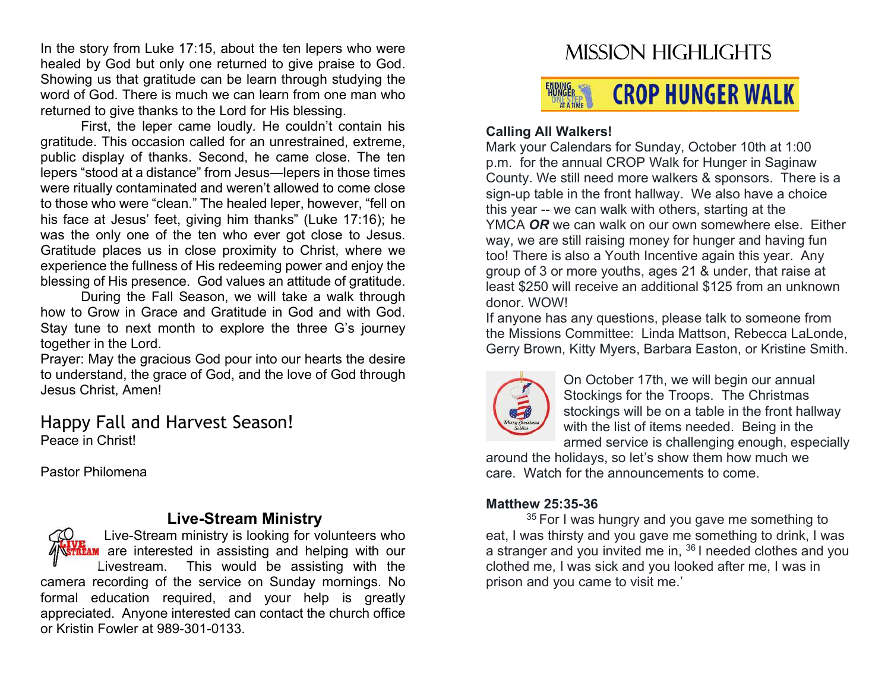In the story from Luke 17:15, about the ten lepers who were healed by God but only one returned to give praise to God. Showing us that gratitude can be learn through studying the word of God. There is much we can learn from one man who returned to give thanks to the Lord for His blessing.

First, the leper came loudly. He couldn't contain his gratitude. This occasion called for an unrestrained, extreme, public display of thanks. Second, he came close. The ten lepers "stood at a distance" from Jesus—lepers in those times were ritually contaminated and weren't allowed to come close to those who were "clean." The healed leper, however, "fell on his face at Jesus' feet, giving him thanks" (Luke 17:16); he was the only one of the ten who ever got close to Jesus. Gratitude places us in close proximity to Christ, where we experience the fullness of His redeeming power and enjoy the blessing of His presence. God values an attitude of gratitude.

During the Fall Season, we will take a walk through how to Grow in Grace and Gratitude in God and with God. Stay tune to next month to explore the three G's journey together in the Lord.

Prayer: May the gracious God pour into our hearts the desire to understand, the grace of God, and the love of God through Jesus Christ, Amen!

## Happy Fall and Harvest Season!

Peace in Christ!

Pastor Philomena

### Live-Stream Ministry

Live-Stream ministry is looking for volunteers who are interested in assisting and helping with our Livestream. This would be assisting with the camera recording of the service on Sunday mornings. No formal education required, and your help is greatly appreciated. Anyone interested can contact the church office or Kristin Fowler at 989-301-0133.

# Mission Highlights

## CROP HUNGER WALK

**Calling All Walkers!**

Mark your Calendars for Sunday, October 10th at 1:00 p.m. for the annual CROP Walk for Hunger in Saginaw County. We still need more walkers & sponsors. There is a sign-up table in the front hallway. We also have a choice this year -- we can walk with others, starting at the YMCA ***OR*** we can walk on our own somewhere else. Either way, we are still raising money for hunger and having fun too! There is also a Youth Incentive again this year. Any group of 3 or more youths, ages 21 & under, that raise at least $250 will receive an additional $125 from an unknown donor. WOW!

If anyone has any questions, please talk to someone from the Missions Committee: Linda Mattson, Rebecca LaLonde, Gerry Brown, Kitty Myers, Barbara Easton, or Kristine Smith.

On October 17th, we will begin our annual Stockings for the Troops. The Christmas stockings will be on a table in the front hallway with the list of items needed. Being in the armed service is challenging enough, especially around the holidays, so let's show them how much we care. Watch for the announcements to come.

**Matthew 25:35-36**

35 For I was hungry and you gave me something to eat, I was thirsty and you gave me something to drink, I was a stranger and you invited me in, 36 I needed clothes and you clothed me, I was sick and you looked after me, I was in prison and you came to visit me.'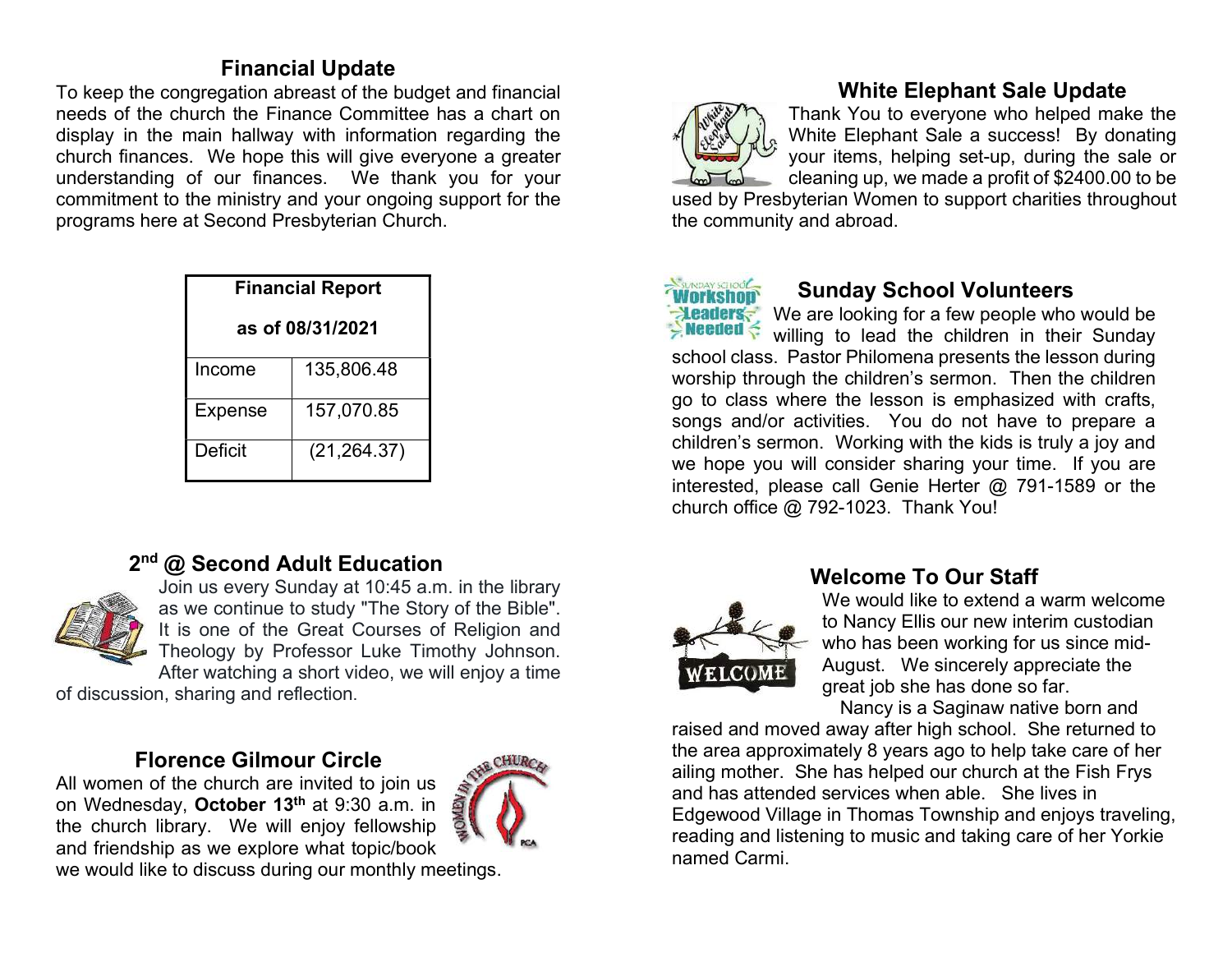## Financial Update

To keep the congregation abreast of the budget and financial needs of the church the Finance Committee has a chart on display in the main hallway with information regarding the church finances. We hope this will give everyone a greater understanding of our finances. We thank you for your commitment to the ministry and your ongoing support for the programs here at Second Presbyterian Church.

| Financial Report as of 08/31/2021 | |
|---|---|
| Income | 135,806.48 |
| Expense | 157,070.85 |
| Deficit | (21,264.37) |

## 2nd @ Second Adult Education

Join us every Sunday at 10:45 a.m. in the library as we continue to study "The Story of the Bible". It is one of the Great Courses of Religion and Theology by Professor Luke Timothy Johnson. After watching a short video, we will enjoy a time of discussion, sharing and reflection.

## Florence Gilmour Circle

All women of the church are invited to join us on Wednesday, **October 13th** at 9:30 a.m. in the church library. We will enjoy fellowship and friendship as we explore what topic/book we would like to discuss during our monthly meetings.

## White Elephant Sale Update

Thank You to everyone who helped make the White Elephant Sale a success! By donating your items, helping set-up, during the sale or cleaning up, we made a profit of $2400.00 to be used by Presbyterian Women to support charities throughout the community and abroad.

## Sunday School Volunteers

We are looking for a few people who would be willing to lead the children in their Sunday school class. Pastor Philomena presents the lesson during worship through the children's sermon. Then the children go to class where the lesson is emphasized with crafts, songs and/or activities. You do not have to prepare a children's sermon. Working with the kids is truly a joy and we hope you will consider sharing your time. If you are interested, please call Genie Herter @ 791-1589 or the church office @ 792-1023. Thank You!

## Welcome To Our Staff

We would like to extend a warm welcome to Nancy Ellis our new interim custodian who has been working for us since mid-August. We sincerely appreciate the great job she has done so far.

Nancy is a Saginaw native born and raised and moved away after high school. She returned to the area approximately 8 years ago to help take care of her ailing mother. She has helped our church at the Fish Frys and has attended services when able. She lives in Edgewood Village in Thomas Township and enjoys traveling, reading and listening to music and taking care of her Yorkie named Carmi.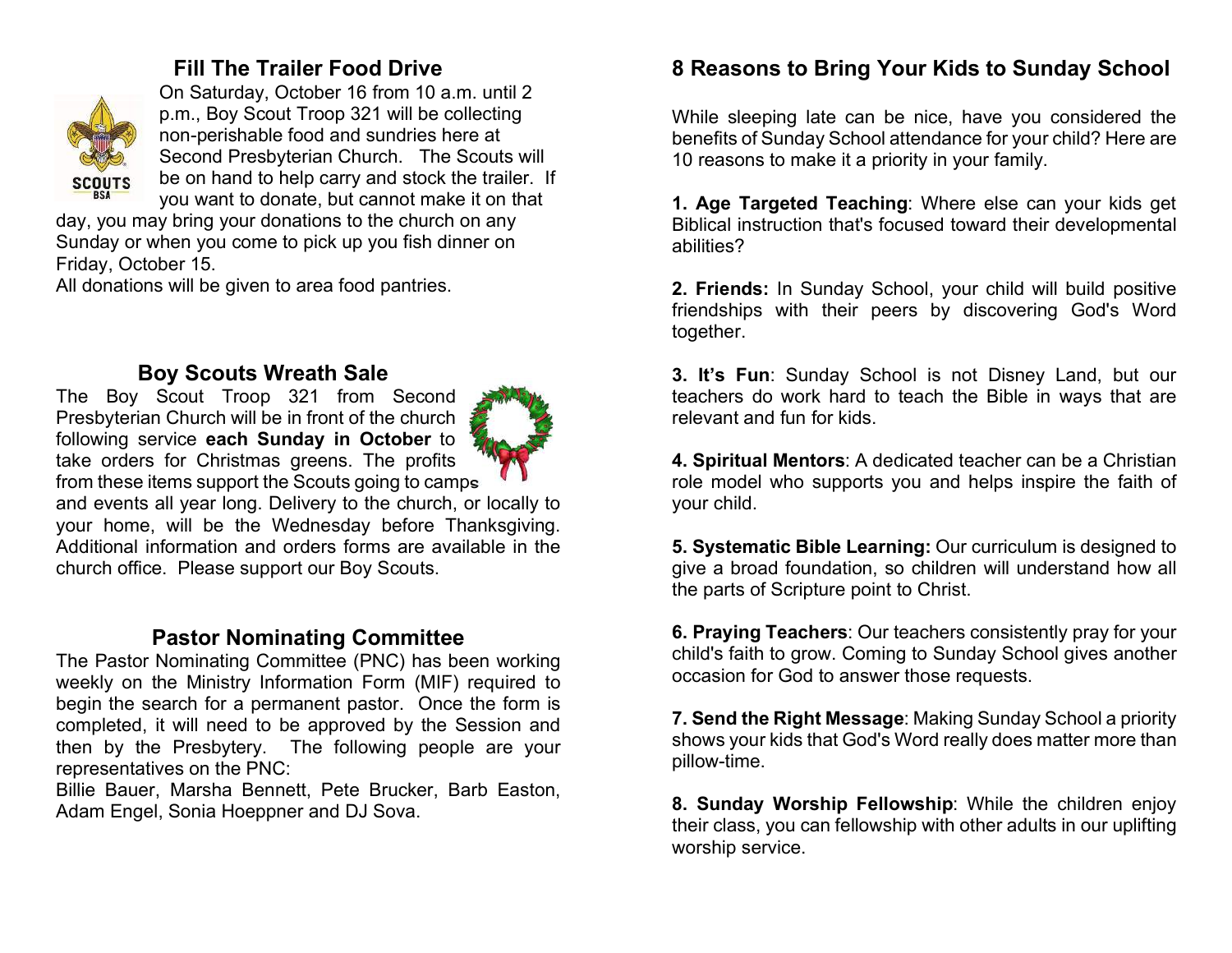## Fill The Trailer Food Drive

On Saturday, October 16 from 10 a.m. until 2 p.m., Boy Scout Troop 321 will be collecting non-perishable food and sundries here at Second Presbyterian Church. The Scouts will be on hand to help carry and stock the trailer. If you want to donate, but cannot make it on that day, you may bring your donations to the church on any Sunday or when you come to pick up you fish dinner on Friday, October 15.

All donations will be given to area food pantries.

## Boy Scouts Wreath Sale

The Boy Scout Troop 321 from Second Presbyterian Church will be in front of the church following service **each Sunday in October** to take orders for Christmas greens. The profits from these items support the Scouts going to camps and events all year long. Delivery to the church, or locally to your home, will be the Wednesday before Thanksgiving. Additional information and orders forms are available in the church office. Please support our Boy Scouts.

## Pastor Nominating Committee

The Pastor Nominating Committee (PNC) has been working weekly on the Ministry Information Form (MIF) required to begin the search for a permanent pastor. Once the form is completed, it will need to be approved by the Session and then by the Presbytery. The following people are your representatives on the PNC:

Billie Bauer, Marsha Bennett, Pete Brucker, Barb Easton, Adam Engel, Sonia Hoeppner and DJ Sova.

## 8 Reasons to Bring Your Kids to Sunday School

While sleeping late can be nice, have you considered the benefits of Sunday School attendance for your child? Here are 10 reasons to make it a priority in your family.

**1. Age Targeted Teaching**: Where else can your kids get Biblical instruction that's focused toward their developmental abilities?

**2. Friends:** In Sunday School, your child will build positive friendships with their peers by discovering God's Word together.

**3. It's Fun**: Sunday School is not Disney Land, but our teachers do work hard to teach the Bible in ways that are relevant and fun for kids.

**4. Spiritual Mentors**: A dedicated teacher can be a Christian role model who supports you and helps inspire the faith of your child.

**5. Systematic Bible Learning:** Our curriculum is designed to give a broad foundation, so children will understand how all the parts of Scripture point to Christ.

**6. Praying Teachers**: Our teachers consistently pray for your child's faith to grow. Coming to Sunday School gives another occasion for God to answer those requests.

**7. Send the Right Message**: Making Sunday School a priority shows your kids that God's Word really does matter more than pillow-time.

**8. Sunday Worship Fellowship**: While the children enjoy their class, you can fellowship with other adults in our uplifting worship service.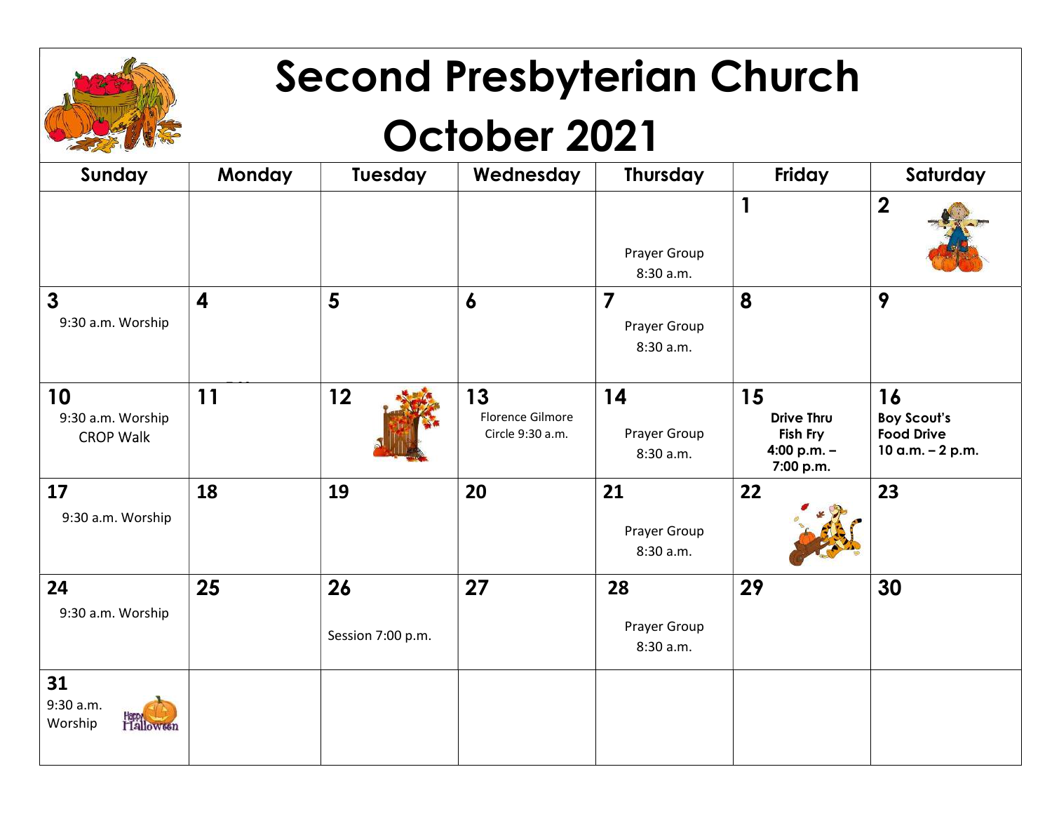# Second Presbyterian Church

# October 2021

| Sunday | Monday | Tuesday | Wednesday | Thursday | Friday | Saturday |
|---|---|---|---|---|---|---|
| | | | | Prayer Group 8:30 a.m. | 1 | 2 |
| 3<br>9:30 a.m. Worship | 4 | 5 | 6 | 7<br>Prayer Group 8:30 a.m. | 8 | 9 |
| 10<br>9:30 a.m. Worship<br>CROP Walk | 11 | 12 | 13<br>Florence Gilmore Circle 9:30 a.m. | 14<br>Prayer Group 8:30 a.m. | 15<br>**Drive Thru Fish Fry 4:00 p.m. – 7:00 p.m.** | 16<br>**Boy Scout's Food Drive 10 a.m. – 2 p.m.** |
| 17<br>9:30 a.m. Worship | 18 | 19 | 20 | 21<br>Prayer Group 8:30 a.m. | 22 | 23 |
| 24<br>9:30 a.m. Worship | 25 | 26<br>Session 7:00 p.m. | 27 | 28<br>Prayer Group 8:30 a.m. | 29 | 30 |
| 31<br>9:30 a.m. Worship<br>Happy Halloween | | | | | | |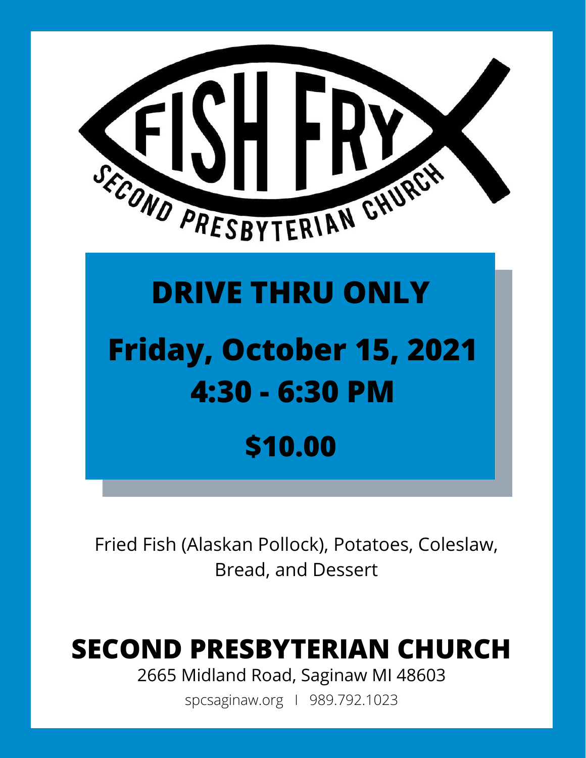# FISH FRY

SECOND PRESBYTERIAN CHURCH

## DRIVE THRU ONLY

## Friday, October 15, 2021
## 4:30 - 6:30 PM

## $10.00

Fried Fish (Alaskan Pollock), Potatoes, Coleslaw, Bread, and Dessert

## SECOND PRESBYTERIAN CHURCH

2665 Midland Road, Saginaw MI 48603

spcsaginaw.org | 989.792.1023